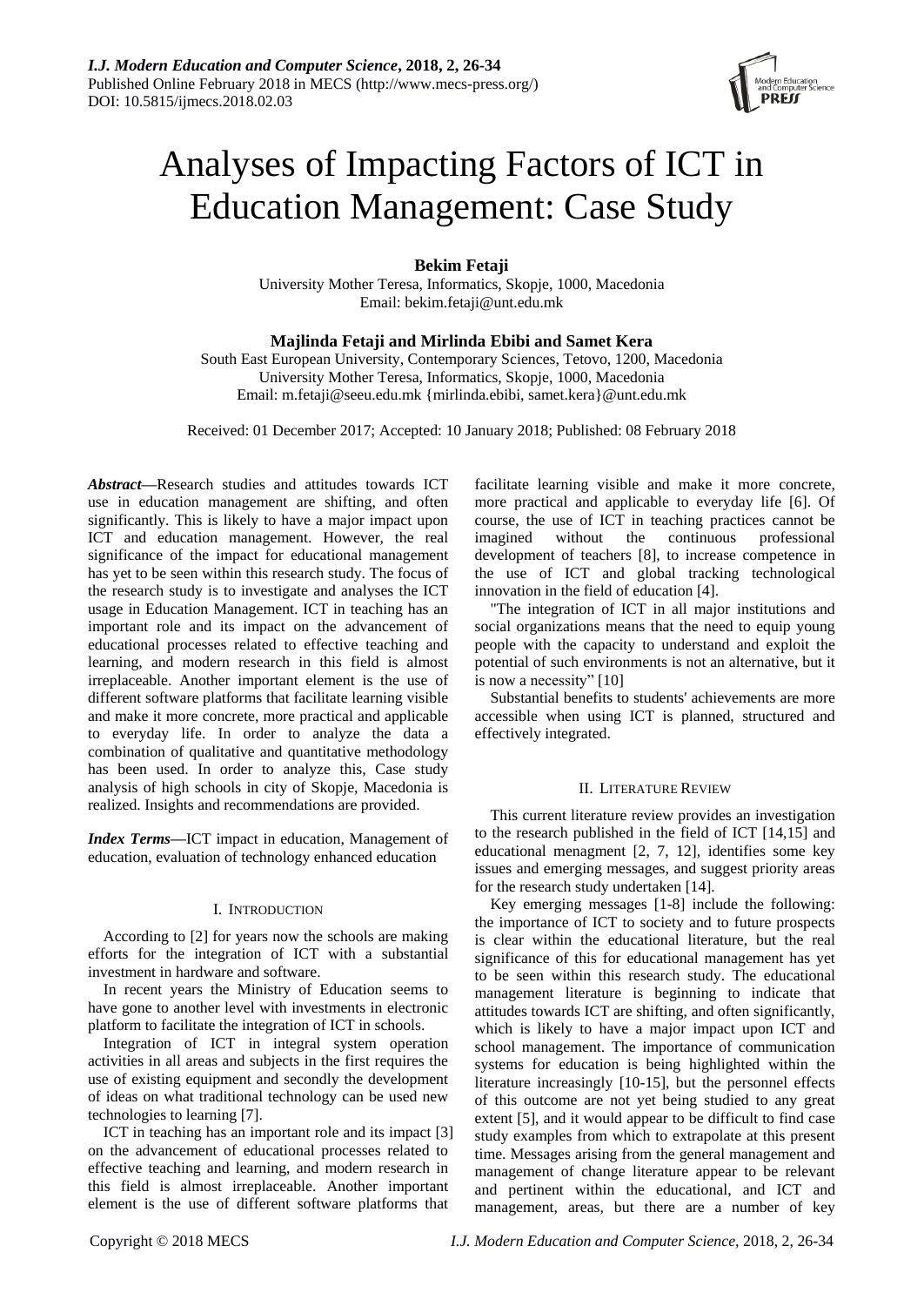# Analyses of Impacting Factors of ICT in Education Management: Case Study

**Bekim Fetaji**

University Mother Teresa, Informatics, Skopje, 1000, Macedonia
Email: bekim.fetaji@unt.edu.mk

**Majlinda Fetaji and Mirlinda Ebibi and Samet Kera**

South East European University, Contemporary Sciences, Tetovo, 1200, Macedonia
University Mother Teresa, Informatics, Skopje, 1000, Macedonia
Email: m.fetaji@seeu.edu.mk {mirlinda.ebibi, samet.kera}@unt.edu.mk

Received: 01 December 2017; Accepted: 10 January 2018; Published: 08 February 2018

***Abstract*****—**Research studies and attitudes towards ICT use in education management are shifting, and often significantly. This is likely to have a major impact upon ICT and education management. However, the real significance of the impact for educational management has yet to be seen within this research study. The focus of the research study is to investigate and analyses the ICT usage in Education Management. ICT in teaching has an important role and its impact on the advancement of educational processes related to effective teaching and learning, and modern research in this field is almost irreplaceable. Another important element is the use of different software platforms that facilitate learning visible and make it more concrete, more practical and applicable to everyday life. In order to analyze the data a combination of qualitative and quantitative methodology has been used. In order to analyze this, Case study analysis of high schools in city of Skopje, Macedonia is realized. Insights and recommendations are provided.

***Index Terms*****—**ICT impact in education, Management of education, evaluation of technology enhanced education

## I. Introduction

According to [2] for years now the schools are making efforts for the integration of ICT with a substantial investment in hardware and software.

In recent years the Ministry of Education seems to have gone to another level with investments in electronic platform to facilitate the integration of ICT in schools.

Integration of ICT in integral system operation activities in all areas and subjects in the first requires the use of existing equipment and secondly the development of ideas on what traditional technology can be used new technologies to learning [7].

ICT in teaching has an important role and its impact [3] on the advancement of educational processes related to effective teaching and learning, and modern research in this field is almost irreplaceable. Another important element is the use of different software platforms that facilitate learning visible and make it more concrete, more practical and applicable to everyday life [6]. Of course, the use of ICT in teaching practices cannot be imagined without the continuous professional development of teachers [8], to increase competence in the use of ICT and global tracking technological innovation in the field of education [4].

"The integration of ICT in all major institutions and social organizations means that the need to equip young people with the capacity to understand and exploit the potential of such environments is not an alternative, but it is now a necessity" [10]

Substantial benefits to students' achievements are more accessible when using ICT is planned, structured and effectively integrated.

## II. Literature Review

This current literature review provides an investigation to the research published in the field of ICT [14,15] and educational menagment [2, 7, 12], identifies some key issues and emerging messages, and suggest priority areas for the research study undertaken [14].

Key emerging messages [1-8] include the following: the importance of ICT to society and to future prospects is clear within the educational literature, but the real significance of this for educational management has yet to be seen within this research study. The educational management literature is beginning to indicate that attitudes towards ICT are shifting, and often significantly, which is likely to have a major impact upon ICT and school management. The importance of communication systems for education is being highlighted within the literature increasingly [10-15], but the personnel effects of this outcome are not yet being studied to any great extent [5], and it would appear to be difficult to find case study examples from which to extrapolate at this present time. Messages arising from the general management and management of change literature appear to be relevant and pertinent within the educational, and ICT and management, areas, but there are a number of key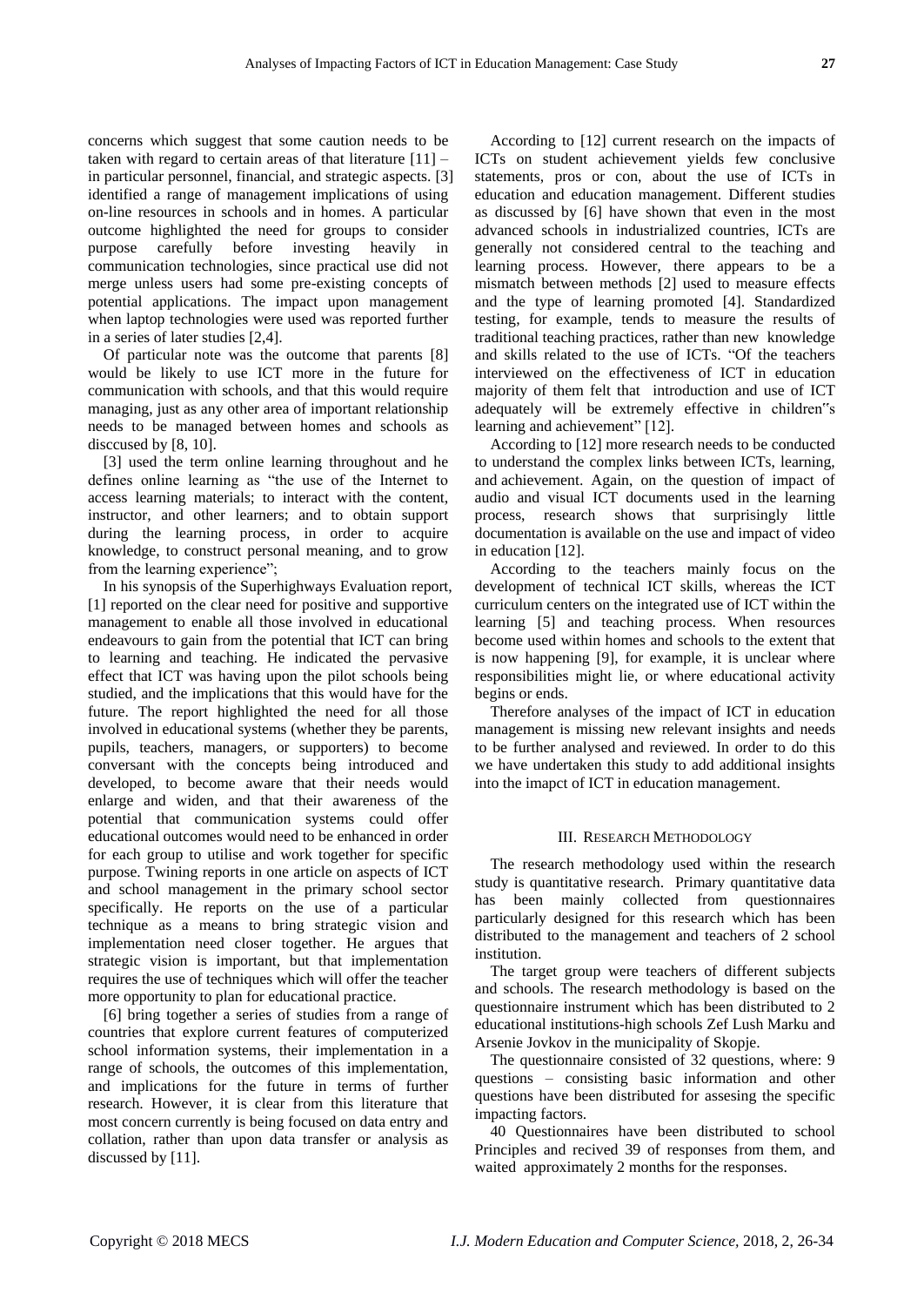concerns which suggest that some caution needs to be taken with regard to certain areas of that literature [11] – in particular personnel, financial, and strategic aspects. [3] identified a range of management implications of using on-line resources in schools and in homes. A particular outcome highlighted the need for groups to consider purpose carefully before investing heavily in communication technologies, since practical use did not merge unless users had some pre-existing concepts of potential applications. The impact upon management when laptop technologies were used was reported further in a series of later studies [2,4].

Of particular note was the outcome that parents [8] would be likely to use ICT more in the future for communication with schools, and that this would require managing, just as any other area of important relationship needs to be managed between homes and schools as disccused by [8, 10].

[3] used the term online learning throughout and he defines online learning as "the use of the Internet to access learning materials; to interact with the content, instructor, and other learners; and to obtain support during the learning process, in order to acquire knowledge, to construct personal meaning, and to grow from the learning experience";

In his synopsis of the Superhighways Evaluation report, [1] reported on the clear need for positive and supportive management to enable all those involved in educational endeavours to gain from the potential that ICT can bring to learning and teaching. He indicated the pervasive effect that ICT was having upon the pilot schools being studied, and the implications that this would have for the future. The report highlighted the need for all those involved in educational systems (whether they be parents, pupils, teachers, managers, or supporters) to become conversant with the concepts being introduced and developed, to become aware that their needs would enlarge and widen, and that their awareness of the potential that communication systems could offer educational outcomes would need to be enhanced in order for each group to utilise and work together for specific purpose. Twining reports in one article on aspects of ICT and school management in the primary school sector specifically. He reports on the use of a particular technique as a means to bring strategic vision and implementation need closer together. He argues that strategic vision is important, but that implementation requires the use of techniques which will offer the teacher more opportunity to plan for educational practice.

[6] bring together a series of studies from a range of countries that explore current features of computerized school information systems, their implementation in a range of schools, the outcomes of this implementation, and implications for the future in terms of further research. However, it is clear from this literature that most concern currently is being focused on data entry and collation, rather than upon data transfer or analysis as discussed by [11].

According to [12] current research on the impacts of ICTs on student achievement yields few conclusive statements, pros or con, about the use of ICTs in education and education management. Different studies as discussed by [6] have shown that even in the most advanced schools in industrialized countries, ICTs are generally not considered central to the teaching and learning process. However, there appears to be a mismatch between methods [2] used to measure effects and the type of learning promoted [4]. Standardized testing, for example, tends to measure the results of traditional teaching practices, rather than new knowledge and skills related to the use of ICTs. "Of the teachers interviewed on the effectiveness of ICT in education majority of them felt that introduction and use of ICT adequately will be extremely effective in children"s learning and achievement" [12].

According to [12] more research needs to be conducted to understand the complex links between ICTs, learning, and achievement. Again, on the question of impact of audio and visual ICT documents used in the learning process, research shows that surprisingly little documentation is available on the use and impact of video in education [12].

According to the teachers mainly focus on the development of technical ICT skills, whereas the ICT curriculum centers on the integrated use of ICT within the learning [5] and teaching process. When resources become used within homes and schools to the extent that is now happening [9], for example, it is unclear where responsibilities might lie, or where educational activity begins or ends.

Therefore analyses of the impact of ICT in education management is missing new relevant insights and needs to be further analysed and reviewed. In order to do this we have undertaken this study to add additional insights into the imapct of ICT in education management.

## III. Research Methodology

The research methodology used within the research study is quantitative research. Primary quantitative data has been mainly collected from questionnaires particularly designed for this research which has been distributed to the management and teachers of 2 school institution.

The target group were teachers of different subjects and schools. The research methodology is based on the questionnaire instrument which has been distributed to 2 educational institutions-high schools Zef Lush Marku and Arsenie Jovkov in the municipality of Skopje.

The questionnaire consisted of 32 questions, where: 9 questions – consisting basic information and other questions have been distributed for assesing the specific impacting factors.

40 Questionnaires have been distributed to school Principles and recived 39 of responses from them, and waited approximately 2 months for the responses.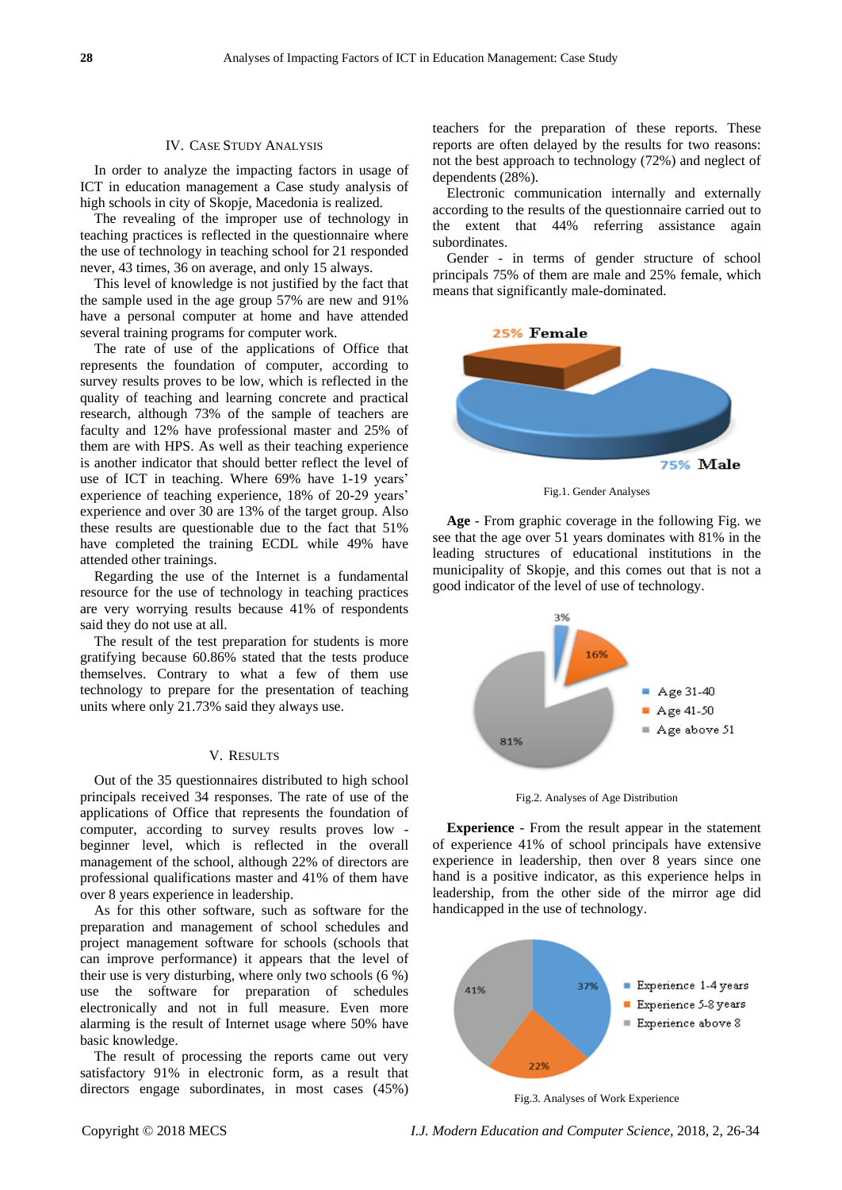## IV. Case Study Analysis

In order to analyze the impacting factors in usage of ICT in education management a Case study analysis of high schools in city of Skopje, Macedonia is realized.

The revealing of the improper use of technology in teaching practices is reflected in the questionnaire where the use of technology in teaching school for 21 responded never, 43 times, 36 on average, and only 15 always.

This level of knowledge is not justified by the fact that the sample used in the age group 57% are new and 91% have a personal computer at home and have attended several training programs for computer work.

The rate of use of the applications of Office that represents the foundation of computer, according to survey results proves to be low, which is reflected in the quality of teaching and learning concrete and practical research, although 73% of the sample of teachers are faculty and 12% have professional master and 25% of them are with HPS. As well as their teaching experience is another indicator that should better reflect the level of use of ICT in teaching. Where 69% have 1-19 years' experience of teaching experience, 18% of 20-29 years' experience and over 30 are 13% of the target group. Also these results are questionable due to the fact that 51% have completed the training ECDL while 49% have attended other trainings.

Regarding the use of the Internet is a fundamental resource for the use of technology in teaching practices are very worrying results because 41% of respondents said they do not use at all.

The result of the test preparation for students is more gratifying because 60.86% stated that the tests produce themselves. Contrary to what a few of them use technology to prepare for the presentation of teaching units where only 21.73% said they always use.

## V. Results

Out of the 35 questionnaires distributed to high school principals received 34 responses. The rate of use of the applications of Office that represents the foundation of computer, according to survey results proves low - beginner level, which is reflected in the overall management of the school, although 22% of directors are professional qualifications master and 41% of them have over 8 years experience in leadership.

As for this other software, such as software for the preparation and management of school schedules and project management software for schools (schools that can improve performance) it appears that the level of their use is very disturbing, where only two schools (6 %) use the software for preparation of schedules electronically and not in full measure. Even more alarming is the result of Internet usage where 50% have basic knowledge.

The result of processing the reports came out very satisfactory 91% in electronic form, as a result that directors engage subordinates, in most cases (45%) teachers for the preparation of these reports. These reports are often delayed by the results for two reasons: not the best approach to technology (72%) and neglect of dependents (28%).

Electronic communication internally and externally according to the results of the questionnaire carried out to the extent that 44% referring assistance again subordinates.

Gender - in terms of gender structure of school principals 75% of them are male and 25% female, which means that significantly male-dominated.

Fig.1. Gender Analyses

**Age** - From graphic coverage in the following Fig. we see that the age over 51 years dominates with 81% in the leading structures of educational institutions in the municipality of Skopje, and this comes out that is not a good indicator of the level of use of technology.

Fig.2. Analyses of Age Distribution

**Experience** - From the result appear in the statement of experience 41% of school principals have extensive experience in leadership, then over 8 years since one hand is a positive indicator, as this experience helps in leadership, from the other side of the mirror age did handicapped in the use of technology.

Fig.3. Analyses of Work Experience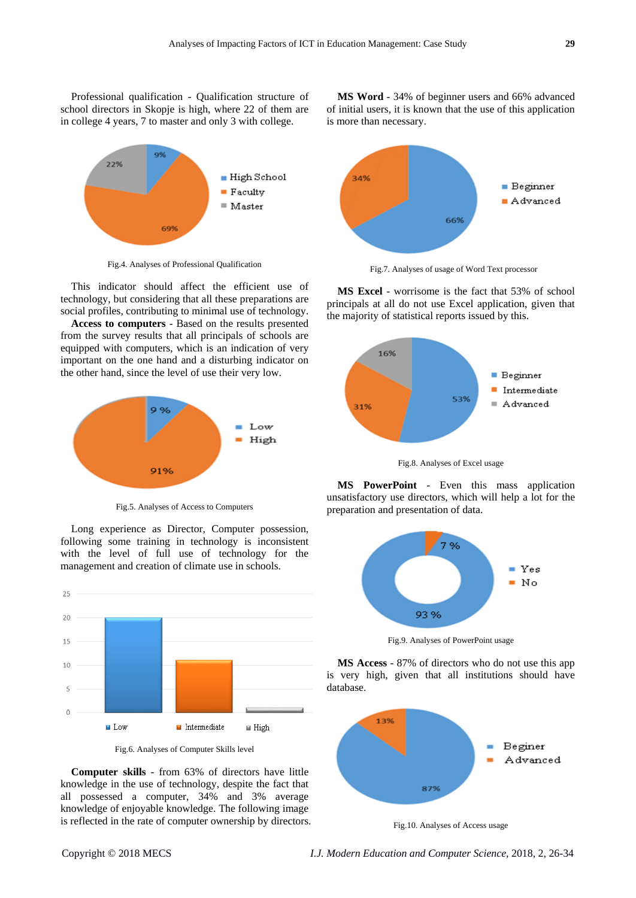Professional qualification - Qualification structure of school directors in Skopje is high, where 22 of them are in college 4 years, 7 to master and only 3 with college.

Fig.4. Analyses of Professional Qualification

This indicator should affect the efficient use of technology, but considering that all these preparations are social profiles, contributing to minimal use of technology.

**Access to computers** - Based on the results presented from the survey results that all principals of schools are equipped with computers, which is an indication of very important on the one hand and a disturbing indicator on the other hand, since the level of use their very low.

Fig.5. Analyses of Access to Computers

Long experience as Director, Computer possession, following some training in technology is inconsistent with the level of full use of technology for the management and creation of climate use in schools.

Fig.6. Analyses of Computer Skills level

**Computer skills** - from 63% of directors have little knowledge in the use of technology, despite the fact that all possessed a computer, 34% and 3% average knowledge of enjoyable knowledge. The following image is reflected in the rate of computer ownership by directors.

**MS Word** - 34% of beginner users and 66% advanced of initial users, it is known that the use of this application is more than necessary.

Fig.7. Analyses of usage of Word Text processor

**MS Excel** - worrisome is the fact that 53% of school principals at all do not use Excel application, given that the majority of statistical reports issued by this.

Fig.8. Analyses of Excel usage

**MS PowerPoint** - Even this mass application unsatisfactory use directors, which will help a lot for the preparation and presentation of data.

Fig.9. Analyses of PowerPoint usage

**MS Access** - 87% of directors who do not use this app is very high, given that all institutions should have database.

Fig.10. Analyses of Access usage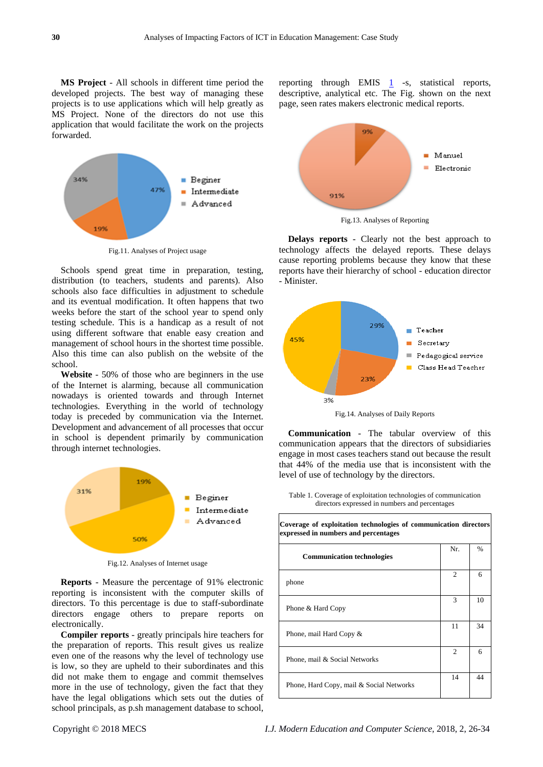**MS Project** - All schools in different time period the developed projects. The best way of managing these projects is to use applications which will help greatly as MS Project. None of the directors do not use this application that would facilitate the work on the projects forwarded.

Fig.11. Analyses of Project usage

Schools spend great time in preparation, testing, distribution (to teachers, students and parents). Also schools also face difficulties in adjustment to schedule and its eventual modification. It often happens that two weeks before the start of the school year to spend only testing schedule. This is a handicap as a result of not using different software that enable easy creation and management of school hours in the shortest time possible. Also this time can also publish on the website of the school.

**Website** - 50% of those who are beginners in the use of the Internet is alarming, because all communication nowadays is oriented towards and through Internet technologies. Everything in the world of technology today is preceded by communication via the Internet. Development and advancement of all processes that occur in school is dependent primarily by communication through internet technologies.

Fig.12. Analyses of Internet usage

**Reports** - Measure the percentage of 91% electronic reporting is inconsistent with the computer skills of directors. To this percentage is due to staff-subordinate directors engage others to prepare reports on electronically.

**Compiler reports** - greatly principals hire teachers for the preparation of reports. This result gives us realize even one of the reasons why the level of technology use is low, so they are upheld to their subordinates and this did not make them to engage and commit themselves more in the use of technology, given the fact that they have the legal obligations which sets out the duties of school principals, as p.sh management database to school, reporting through EMIS 1 -s, statistical reports, descriptive, analytical etc. The Fig. shown on the next page, seen rates makers electronic medical reports.

Fig.13. Analyses of Reporting

**Delays reports** - Clearly not the best approach to technology affects the delayed reports. These delays cause reporting problems because they know that these reports have their hierarchy of school - education director - Minister.

Fig.14. Analyses of Daily Reports

**Communication** - The tabular overview of this communication appears that the directors of subsidiaries engage in most cases teachers stand out because the result that 44% of the media use that is inconsistent with the level of use of technology by the directors.

Table 1. Coverage of exploitation technologies of communication directors expressed in numbers and percentages

| Coverage of exploitation technologies of communication directors expressed in numbers and percentages | | |
|---|---|---|
| **Communication technologies** | Nr. | % |
| phone | 2 | 6 |
| Phone & Hard Copy | 3 | 10 |
| Phone, mail Hard Copy & | 11 | 34 |
| Phone, mail & Social Networks | 2 | 6 |
| Phone, Hard Copy, mail & Social Networks | 14 | 44 |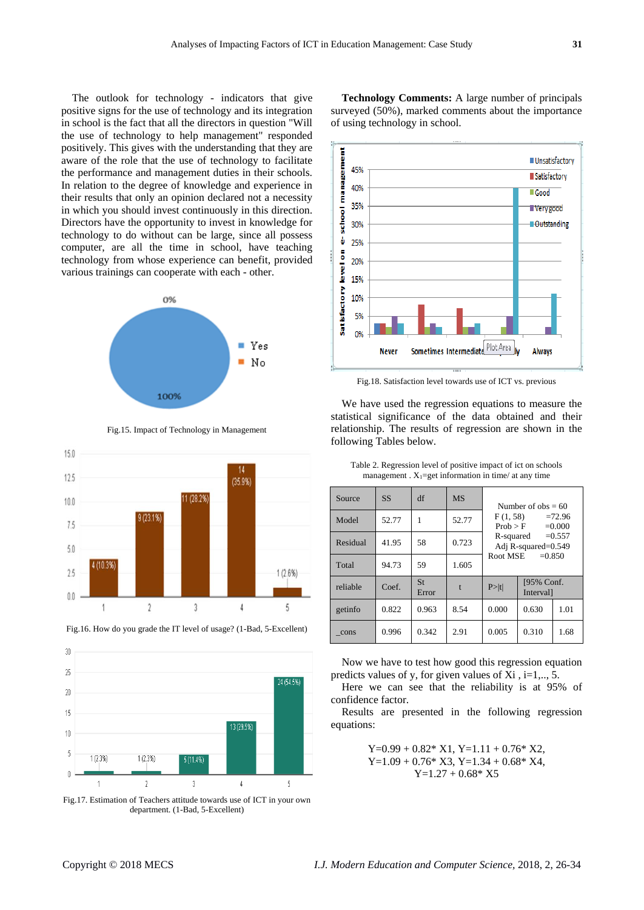The outlook for technology - indicators that give positive signs for the use of technology and its integration in school is the fact that all the directors in question "Will the use of technology to help management" responded positively. This gives with the understanding that they are aware of the role that the use of technology to facilitate the performance and management duties in their schools. In relation to the degree of knowledge and experience in their results that only an opinion declared not a necessity in which you should invest continuously in this direction. Directors have the opportunity to invest in knowledge for technology to do without can be large, since all possess computer, are all the time in school, have teaching technology from whose experience can benefit, provided various trainings can cooperate with each - other.

Fig.15. Impact of Technology in Management

Fig.16. How do you grade the IT level of usage? (1-Bad, 5-Excellent)

Fig.17. Estimation of Teachers attitude towards use of ICT in your own department. (1-Bad, 5-Excellent)

**Technology Comments:** A large number of principals surveyed (50%), marked comments about the importance of using technology in school.

Fig.18. Satisfaction level towards use of ICT vs. previous

We have used the regression equations to measure the statistical significance of the data obtained and their relationship. The results of regression are shown in the following Tables below.

Table 2. Regression level of positive impact of ict on schools management . $X_1$=get information in time/ at any time

| Source | SS | df | MS | Number of obs = 60<br>F (1, 58) =72.96<br>Prob > F =0.000<br>R-squared =0.557<br>Adj R-squared=0.549<br>Root MSE =0.850 | |
|---|---|---|---|---|---|
| Model | 52.77 | 1 | 52.77 | | |
| Residual | 41.95 | 58 | 0.723 | | |
| Total | 94.73 | 59 | 1.605 | | |
| reliable | Coef. | St Error | t | P>\|t\| | [95% Conf. Interval] |
| getinfo | 0.822 | 0.963 | 8.54 | 0.000 | 0.630 1.01 |
| _cons | 0.996 | 0.342 | 2.91 | 0.005 | 0.310 1.68 |

Now we have to test how good this regression equation predicts values of y, for given values of Xi , i=1,.., 5.

Here we can see that the reliability is at 95% of confidence factor.

Results are presented in the following regression equations:

$$Y=0.99 + 0.82 * X1,\ Y=1.11 + 0.76 * X2,$$
$$Y=1.09 + 0.76 * X3,\ Y=1.34 + 0.68 * X4,$$
$$Y=1.27 + 0.68 * X5$$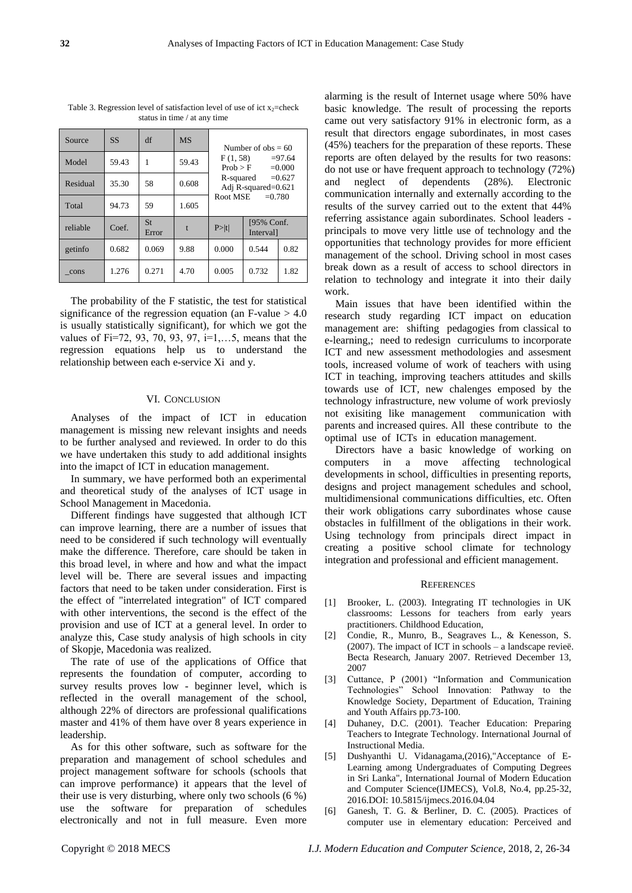Table 3. Regression level of satisfaction level of use of ict $x_2$=check status in time / at any time

| Source | SS | df | MS | Number of obs = 60<br>F (1, 58) =97.64<br>Prob > F =0.000<br>R-squared =0.627<br>Adj R-squared=0.621<br>Root MSE =0.780 | | |
|---|---|---|---|---|---|---|
| Model | 59.43 | 1 | 59.43 | | | |
| Residual | 35.30 | 58 | 0.608 | | | |
| Total | 94.73 | 59 | 1.605 | | | |
| reliable | Coef. | St Error | t | P>\|t\| | [95% Conf. Interval] | |
| getinfo | 0.682 | 0.069 | 9.88 | 0.000 | 0.544 | 0.82 |
| _cons | 1.276 | 0.271 | 4.70 | 0.005 | 0.732 | 1.82 |

The probability of the F statistic, the test for statistical significance of the regression equation (an F-value > 4.0 is usually statistically significant), for which we got the values of Fi=72, 93, 70, 93, 97, i=1,…5, means that the regression equations help us to understand the relationship between each e-service Xi and y.

## VI. Conclusion

Analyses of the impact of ICT in education management is missing new relevant insights and needs to be further analysed and reviewed. In order to do this we have undertaken this study to add additional insights into the imapct of ICT in education management.

In summary, we have performed both an experimental and theoretical study of the analyses of ICT usage in School Management in Macedonia.

Different findings have suggested that although ICT can improve learning, there are a number of issues that need to be considered if such technology will eventually make the difference. Therefore, care should be taken in this broad level, in where and how and what the impact level will be. There are several issues and impacting factors that need to be taken under consideration. First is the effect of "interrelated integration" of ICT compared with other interventions, the second is the effect of the provision and use of ICT at a general level. In order to analyze this, Case study analysis of high schools in city of Skopje, Macedonia was realized.

The rate of use of the applications of Office that represents the foundation of computer, according to survey results proves low - beginner level, which is reflected in the overall management of the school, although 22% of directors are professional qualifications master and 41% of them have over 8 years experience in leadership.

As for this other software, such as software for the preparation and management of school schedules and project management software for schools (schools that can improve performance) it appears that the level of their use is very disturbing, where only two schools (6 %) use the software for preparation of schedules electronically and not in full measure. Even more alarming is the result of Internet usage where 50% have basic knowledge. The result of processing the reports came out very satisfactory 91% in electronic form, as a result that directors engage subordinates, in most cases (45%) teachers for the preparation of these reports. These reports are often delayed by the results for two reasons: do not use or have frequent approach to technology (72%) and neglect of dependents (28%). Electronic communication internally and externally according to the results of the survey carried out to the extent that 44% referring assistance again subordinates. School leaders - principals to move very little use of technology and the opportunities that technology provides for more efficient management of the school. Driving school in most cases break down as a result of access to school directors in relation to technology and integrate it into their daily work.

Main issues that have been identified within the research study regarding ICT impact on education management are: shifting pedagogies from classical to e-learning,; need to redesign curriculums to incorporate ICT and new assessment methodologies and assesment tools, increased volume of work of teachers with using ICT in teaching, improving teachers attitudes and skills towards use of ICT, new chalenges emposed by the technology infrastructure, new volume of work previosly not exisiting like management communication with parents and increased quires. All these contribute to the optimal use of ICTs in education management.

Directors have a basic knowledge of working on computers in a move affecting technological developments in school, difficulties in presenting reports, designs and project management schedules and school, multidimensional communications difficulties, etc. Often their work obligations carry subordinates whose cause obstacles in fulfillment of the obligations in their work. Using technology from principals direct impact in creating a positive school climate for technology integration and professional and efficient management.

## References

[1] Brooker, L. (2003). Integrating IT technologies in UK classrooms: Lessons for teachers from early years practitioners. Childhood Education,

[2] Condie, R., Munro, B., Seagraves L., & Kenesson, S. (2007). The impact of ICT in schools – a landscape revieë. Becta Research, January 2007. Retrieved December 13, 2007

[3] Cuttance, P (2001) "Information and Communication Technologies" School Innovation: Pathway to the Knowledge Society, Department of Education, Training and Youth Affairs pp.73-100.

[4] Duhaney, D.C. (2001). Teacher Education: Preparing Teachers to Integrate Technology. International Journal of Instructional Media.

[5] Dushyanthi U. Vidanagama,(2016),"Acceptance of E-Learning among Undergraduates of Computing Degrees in Sri Lanka", International Journal of Modern Education and Computer Science(IJMECS), Vol.8, No.4, pp.25-32, 2016.DOI: 10.5815/ijmecs.2016.04.04

[6] Ganesh, T. G. & Berliner, D. C. (2005). Practices of computer use in elementary education: Perceived and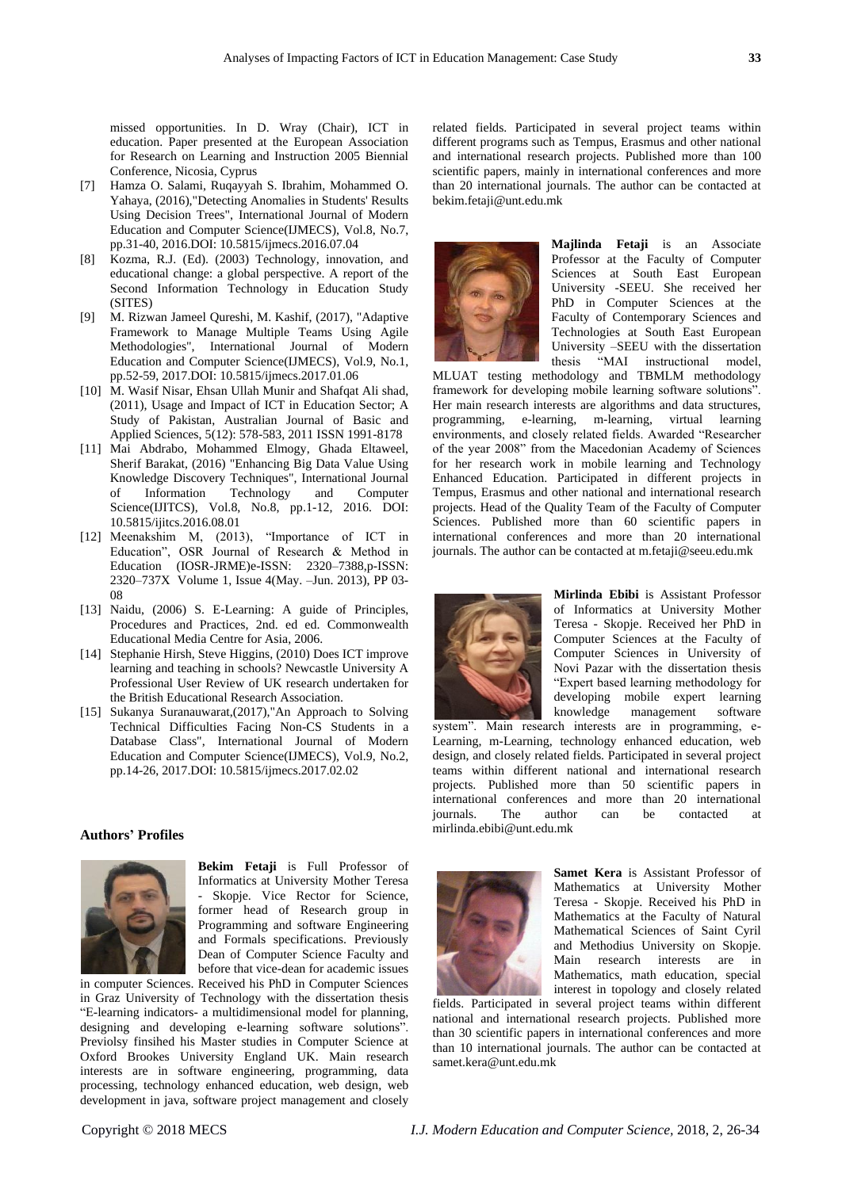missed opportunities. In D. Wray (Chair), ICT in education. Paper presented at the European Association for Research on Learning and Instruction 2005 Biennial Conference, Nicosia, Cyprus

[7] Hamza O. Salami, Ruqayyah S. Ibrahim, Mohammed O. Yahaya, (2016),"Detecting Anomalies in Students' Results Using Decision Trees", International Journal of Modern Education and Computer Science(IJMECS), Vol.8, No.7, pp.31-40, 2016.DOI: 10.5815/ijmecs.2016.07.04

[8] Kozma, R.J. (Ed). (2003) Technology, innovation, and educational change: a global perspective. A report of the Second Information Technology in Education Study (SITES)

[9] M. Rizwan Jameel Qureshi, M. Kashif, (2017), "Adaptive Framework to Manage Multiple Teams Using Agile Methodologies", International Journal of Modern Education and Computer Science(IJMECS), Vol.9, No.1, pp.52-59, 2017.DOI: 10.5815/ijmecs.2017.01.06

[10] M. Wasif Nisar, Ehsan Ullah Munir and Shafqat Ali shad, (2011), Usage and Impact of ICT in Education Sector; A Study of Pakistan, Australian Journal of Basic and Applied Sciences, 5(12): 578-583, 2011 ISSN 1991-8178

[11] Mai Abdrabo, Mohammed Elmogy, Ghada Eltaweel, Sherif Barakat, (2016) "Enhancing Big Data Value Using Knowledge Discovery Techniques", International Journal of Information Technology and Computer Science(IJITCS), Vol.8, No.8, pp.1-12, 2016. DOI: 10.5815/ijitcs.2016.08.01

[12] Meenakshim M, (2013), "Importance of ICT in Education", OSR Journal of Research & Method in Education (IOSR-JRME)e-ISSN: 2320–7388,p-ISSN: 2320–737X Volume 1, Issue 4(May. –Jun. 2013), PP 03-08

[13] Naidu, (2006) S. E-Learning: A guide of Principles, Procedures and Practices, 2nd. ed ed. Commonwealth Educational Media Centre for Asia, 2006.

[14] Stephanie Hirsh, Steve Higgins, (2010) Does ICT improve learning and teaching in schools? Newcastle University A Professional User Review of UK research undertaken for the British Educational Research Association.

[15] Sukanya Suranauwarat,(2017),"An Approach to Solving Technical Difficulties Facing Non-CS Students in a Database Class", International Journal of Modern Education and Computer Science(IJMECS), Vol.9, No.2, pp.14-26, 2017.DOI: 10.5815/ijmecs.2017.02.02

## Authors' Profiles

**Bekim Fetaji** is Full Professor of Informatics at University Mother Teresa - Skopje. Vice Rector for Science, former head of Research group in Programming and software Engineering and Formals specifications. Previously Dean of Computer Science Faculty and before that vice-dean for academic issues in computer Sciences. Received his PhD in Computer Sciences in Graz University of Technology with the dissertation thesis "E-learning indicators- a multidimensional model for planning, designing and developing e-learning software solutions". Previolsy finsihed his Master studies in Computer Science at Oxford Brookes University England UK. Main research interests are in software engineering, programming, data processing, technology enhanced education, web design, web development in java, software project management and closely related fields. Participated in several project teams within different programs such as Tempus, Erasmus and other national and international research projects. Published more than 100 scientific papers, mainly in international conferences and more than 20 international journals. The author can be contacted at bekim.fetaji@unt.edu.mk

**Majlinda Fetaji** is an Associate Professor at the Faculty of Computer Sciences at South East European University -SEEU. She received her PhD in Computer Sciences at the Faculty of Contemporary Sciences and Technologies at South East European University –SEEU with the dissertation thesis "MAI instructional model, MLUAT testing methodology and TBMLM methodology framework for developing mobile learning software solutions". Her main research interests are algorithms and data structures, programming, e-learning, m-learning, virtual learning environments, and closely related fields. Awarded "Researcher of the year 2008" from the Macedonian Academy of Sciences for her research work in mobile learning and Technology Enhanced Education. Participated in different projects in Tempus, Erasmus and other national and international research projects. Head of the Quality Team of the Faculty of Computer Sciences. Published more than 60 scientific papers in international conferences and more than 20 international journals. The author can be contacted at m.fetaji@seeu.edu.mk

**Mirlinda Ebibi** is Assistant Professor of Informatics at University Mother Teresa - Skopje. Received her PhD in Computer Sciences at the Faculty of Computer Sciences in University of Novi Pazar with the dissertation thesis "Expert based learning methodology for developing mobile expert learning knowledge management software system". Main research interests are in programming, e-Learning, m-Learning, technology enhanced education, web design, and closely related fields. Participated in several project teams within different national and international research projects. Published more than 50 scientific papers in international conferences and more than 20 international journals. The author can be contacted at mirlinda.ebibi@unt.edu.mk

**Samet Kera** is Assistant Professor of Mathematics at University Mother Teresa - Skopje. Received his PhD in Mathematics at the Faculty of Natural Mathematical Sciences of Saint Cyril and Methodius University on Skopje. Main research interests are in Mathematics, math education, special interest in topology and closely related fields. Participated in several project teams within different national and international research projects. Published more than 30 scientific papers in international conferences and more than 10 international journals. The author can be contacted at samet.kera@unt.edu.mk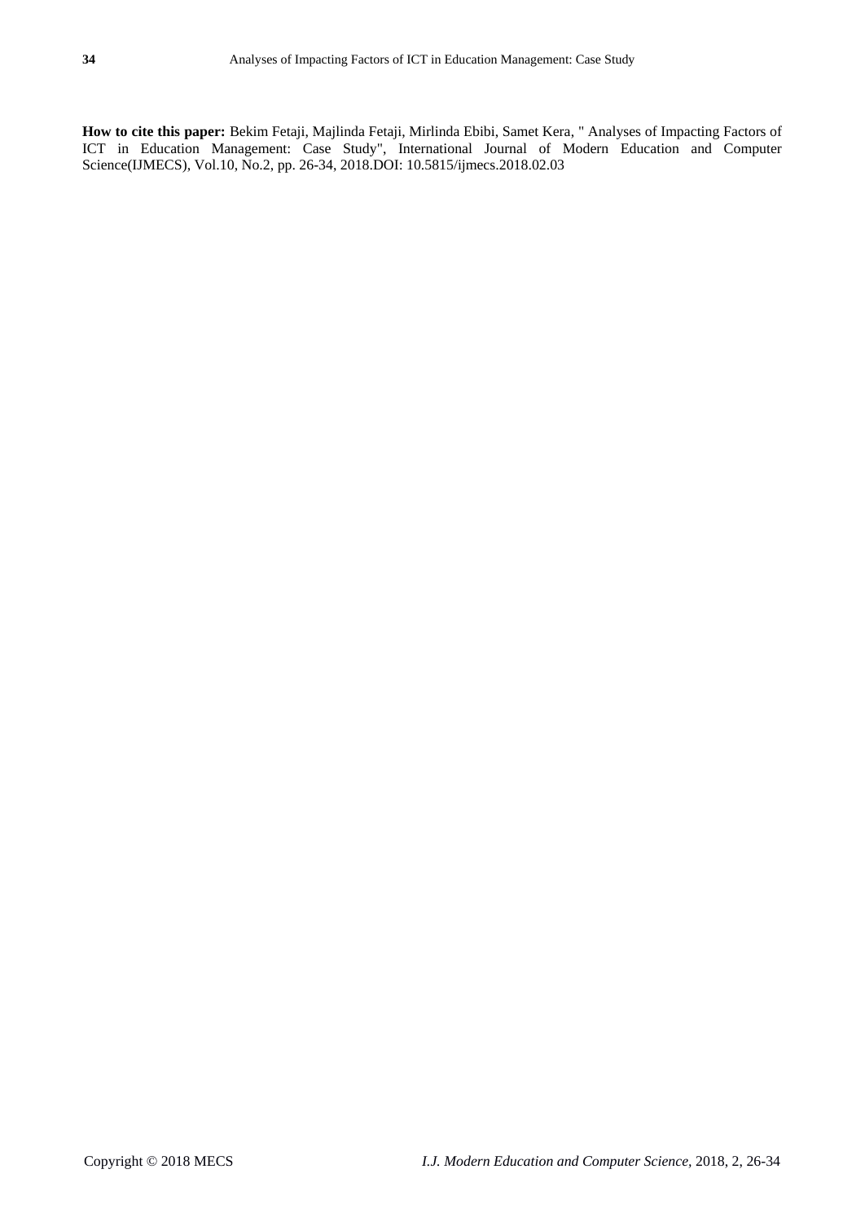**How to cite this paper:** Bekim Fetaji, Majlinda Fetaji, Mirlinda Ebibi, Samet Kera, " Analyses of Impacting Factors of ICT in Education Management: Case Study", International Journal of Modern Education and Computer Science(IJMECS), Vol.10, No.2, pp. 26-34, 2018.DOI: 10.5815/ijmecs.2018.02.03